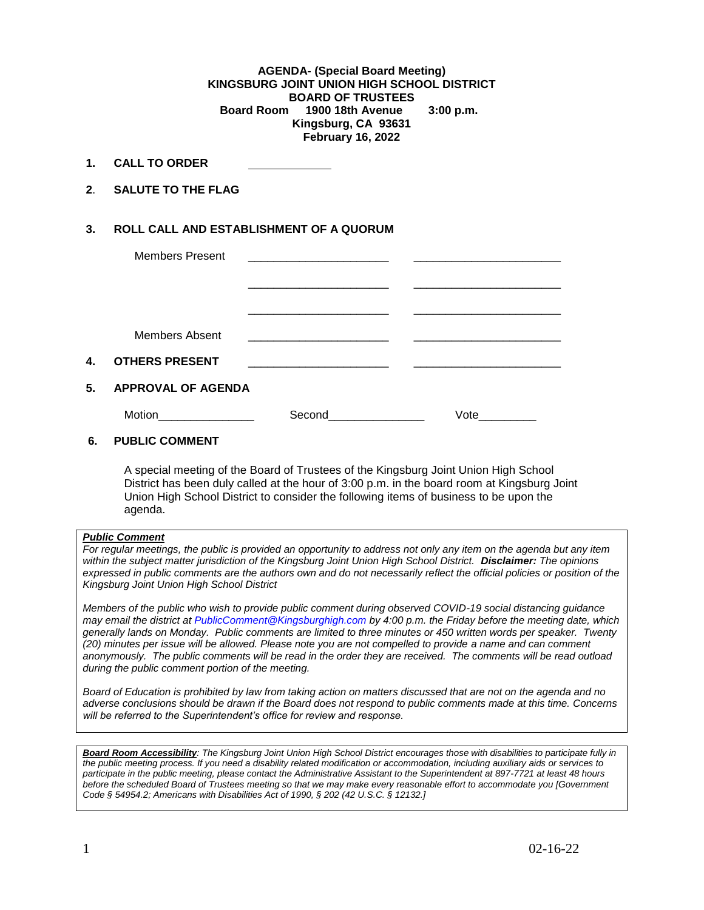**AGENDA- (Special Board Meeting)**
**KINGSBURG JOINT UNION HIGH SCHOOL DISTRICT**
**BOARD OF TRUSTEES**
**Board Room 1900 18th Avenue 3:00 p.m.**
**Kingsburg, CA 93631**
**February 16, 2022**

**1. CALL TO ORDER** ____________

**2. SALUTE TO THE FLAG**

**3. ROLL CALL AND ESTABLISHMENT OF A QUORUM**

Members Present ______________________ ______________________

______________________ ______________________

______________________ ______________________

Members Absent ______________________ ______________________

**4. OTHERS PRESENT** ______________________ ______________________

**5. APPROVAL OF AGENDA**

Motion_______________ Second_______________ Vote_________

**6. PUBLIC COMMENT**

A special meeting of the Board of Trustees of the Kingsburg Joint Union High School District has been duly called at the hour of 3:00 p.m. in the board room at Kingsburg Joint Union High School District to consider the following items of business to be upon the agenda.

***Public Comment***
*For regular meetings, the public is provided an opportunity to address not only any item on the agenda but any item within the subject matter jurisdiction of the Kingsburg Joint Union High School District.* ***Disclaimer:*** *The opinions expressed in public comments are the authors own and do not necessarily reflect the official policies or position of the Kingsburg Joint Union High School District*

*Members of the public who wish to provide public comment during observed COVID-19 social distancing guidance may email the district at PublicComment@Kingsburghigh.com by 4:00 p.m. the Friday before the meeting date, which generally lands on Monday. Public comments are limited to three minutes or 450 written words per speaker. Twenty (20) minutes per issue will be allowed. Please note you are not compelled to provide a name and can comment anonymously. The public comments will be read in the order they are received. The comments will be read outload during the public comment portion of the meeting.*

*Board of Education is prohibited by law from taking action on matters discussed that are not on the agenda and no adverse conclusions should be drawn if the Board does not respond to public comments made at this time. Concerns will be referred to the Superintendent's office for review and response.*

***Board Room Accessibility****: The Kingsburg Joint Union High School District encourages those with disabilities to participate fully in the public meeting process. If you need a disability related modification or accommodation, including auxiliary aids or services to participate in the public meeting, please contact the Administrative Assistant to the Superintendent at 897-7721 at least 48 hours before the scheduled Board of Trustees meeting so that we may make every reasonable effort to accommodate you [Government Code § 54954.2; Americans with Disabilities Act of 1990, § 202 (42 U.S.C. § 12132.]*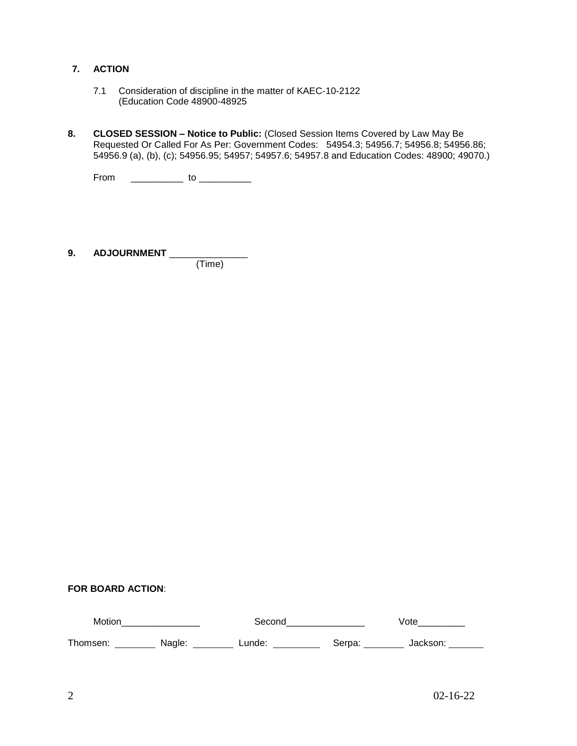**7. ACTION**

7.1 Consideration of discipline in the matter of KAEC-10-2122
(Education Code 48900-48925

**8. CLOSED SESSION – Notice to Public:** (Closed Session Items Covered by Law May Be Requested Or Called For As Per: Government Codes: 54954.3; 54956.7; 54956.8; 54956.86; 54956.9 (a), (b), (c); 54956.95; 54957; 54957.6; 54957.8 and Education Codes: 48900; 49070.)

From __________ to __________

**9. ADJOURNMENT** _______________
(Time)

**FOR BOARD ACTION**:

Motion_______________ Second_______________ Vote_________

Thomsen: ________ Nagle: ________ Lunde: _________ Serpa: ________ Jackson: _______

02-16-22